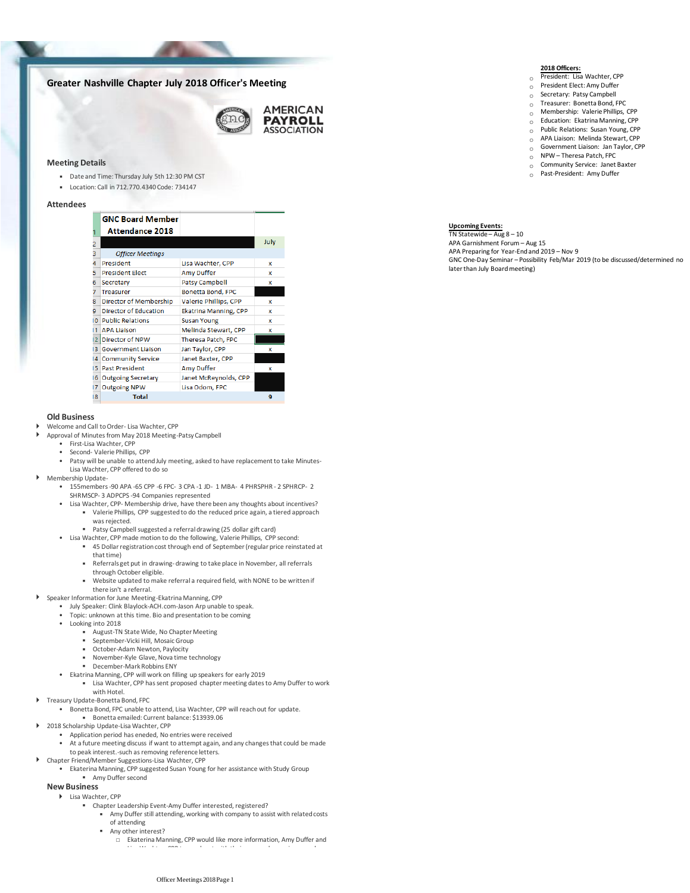# Greater Nashville Chapter July 2018 Officer's Meeting

AMERICAN PAYROLL ASSOCIATION

**2018 Officers:**

- President: Lisa Wachter, CPP
- President Elect: Amy Duffer
- Secretary: Patsy Campbell
- Treasurer: Bonetta Bond, FPC
- Membership: Valerie Phillips, CPP
- Education: Ekatrina Manning, CPP
- Public Relations: Susan Young, CPP
- APA Liaison: Melinda Stewart, CPP
- Government Liaison: Jan Taylor, CPP
- NPW – Theresa Patch, FPC
- Community Service: Janet Baxter
- Past-President: Amy Duffer

## Meeting Details

- Date and Time: Thursday July 5th 12:30 PM CST
- Location: Call in 712.770.4340 Code: 734147

**Upcoming Events:**

TN Statewide – Aug 8 – 10
APA Garnishment Forum – Aug 15
APA Preparing for Year-End and 2019 – Nov 9
GNC One-Day Seminar – Possibility Feb/Mar 2019 (to be discussed/determined no later than July Board meeting)

## Attendees

| | GNC Board Member Attendance 2018 | | |
|---|---|---|---|
| 2 | | | July |
| 3 | *Officer Meetings* | | |
| 4 | President | Lisa Wachter, CPP | x |
| 5 | President Elect | Amy Duffer | x |
| 6 | Secretary | Patsy Campbell | x |
| 7 | Treasurer | Bonetta Bond, FPC | |
| 8 | Director of Membership | Valerie Phillips, CPP | x |
| 9 | Director of Education | Ekatrina Manning, CPP | x |
| 10 | Public Relations | Susan Young | x |
| 11 | APA Liaison | Melinda Stewart, CPP | x |
| 12 | Director of NPW | Theresa Patch, FPC | |
| 13 | Government Liaison | Jan Taylor, CPP | x |
| 14 | Community Service | Janet Baxter, CPP | |
| 15 | Past President | Amy Duffer | x |
| 16 | Outgoing Secretary | Janet McReynolds, CPP | |
| 17 | Outgoing NPW | Lisa Odom, FPC | |
| 18 | Total | | 9 |

## Old Business

- Welcome and Call to Order- Lisa Wachter, CPP
- Approval of Minutes from May 2018 Meeting-Patsy Campbell
  - First-Lisa Wachter, CPP
  - Second- Valerie Phillips, CPP
  - Patsy will be unable to attend July meeting, asked to have replacement to take Minutes- Lisa Wachter, CPP offered to do so
- Membership Update-
  - 155members -90 APA -65 CPP -6 FPC- 3 CPA -1 JD- 1 MBA- 4 PHRSPHR - 2 SPHRCP- 2 SHRMSCP- 3 ADPCPS -94 Companies represented
  - Lisa Wachter, CPP- Membership drive, have there been any thoughts about incentives?
    - Valerie Phillips, CPP suggested to do the reduced price again, a tiered approach was rejected.
    - Patsy Campbell suggested a referral drawing (25 dollar gift card)
  - Lisa Wachter, CPP made motion to do the following, Valerie Phillips, CPP second:
    - 45 Dollar registration cost through end of September (regular price reinstated at that time)
    - Referrals get put in drawing- drawing to take place in November, all referrals through October eligible.
    - Website updated to make referral a required field, with NONE to be written if there isn't a referral.
- Speaker Information for June Meeting-Ekatrina Manning, CPP
  - July Speaker: Clink Blaylock-ACH.com-Jason Arp unable to speak.
  - Topic: unknown at this time. Bio and presentation to be coming
  - Looking into 2018
    - August-TN State Wide, No Chapter Meeting
    - September-Vicki Hill, Mosaic Group
    - October-Adam Newton, Paylocity
    - November-Kyle Glave, Nova time technology
    - December-Mark Robbins ENY
  - Ekatrina Manning, CPP will work on filling up speakers for early 2019
    - Lisa Wachter, CPP has sent proposed chapter meeting dates to Amy Duffer to work with Hotel.
- Treasury Update-Bonetta Bond, FPC
  - Bonetta Bond, FPC unable to attend, Lisa Wachter, CPP will reach out for update.
    - Bonetta emailed: Current balance: $13939.06
- 2018 Scholarship Update-Lisa Wachter, CPP
  - Application period has eneded, No entries were received
  - At a future meeting discuss if want to attempt again, and any changes that could be made to peak interest.-such as removing reference letters.
- Chapter Friend/Member Suggestions-Lisa Wachter, CPP
  - Ekaterina Manning, CPP suggested Susan Young for her assistance with Study Group
    - Amy Duffer second

## New Business

- Lisa Wachter, CPP
  - Chapter Leadership Event-Amy Duffer interested, registered?
    - Amy Duffer still attending, working with company to assist with related costs of attending
    - Any other interest?
      - Ekaterina Manning, CPP would like more information, Amy Duffer and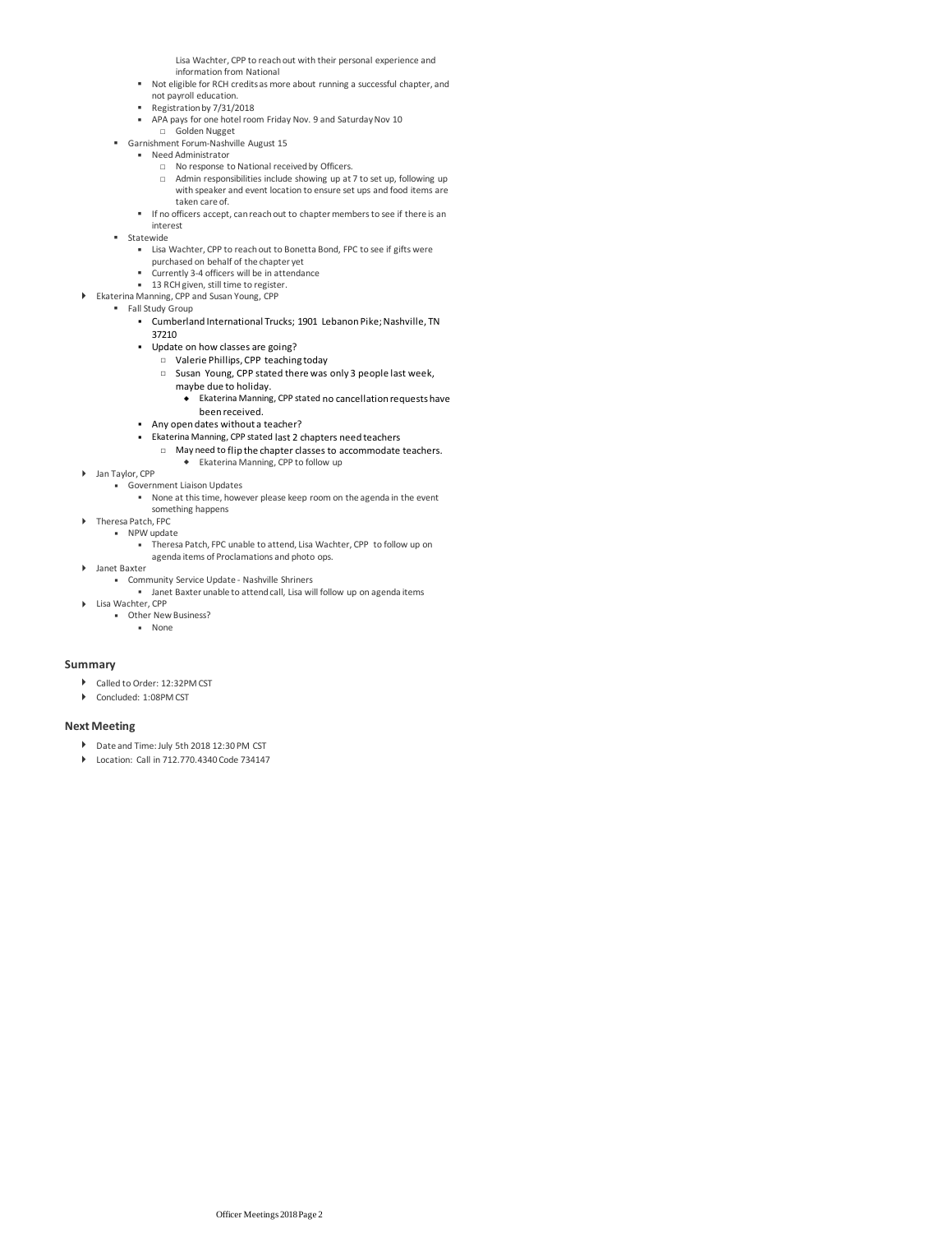- Lisa Wachter, CPP to reach out with their personal experience and information from National
        - Not eligible for RCH credits as more about running a successful chapter, and not payroll education.
        - Registration by 7/31/2018
        - APA pays for one hotel room Friday Nov. 9 and Saturday Nov 10
            - Golden Nugget
    - Garnishment Forum-Nashville August 15
        - Need Administrator
            - No response to National received by Officers.
            - Admin responsibilities include showing up at 7 to set up, following up with speaker and event location to ensure set ups and food items are taken care of.
        - If no officers accept, can reach out to chapter members to see if there is an interest
    - Statewide
        - Lisa Wachter, CPP to reach out to Bonetta Bond, FPC to see if gifts were purchased on behalf of the chapter yet
        - Currently 3-4 officers will be in attendance
        - 13 RCH given, still time to register.
- Ekaterina Manning, CPP and Susan Young, CPP
    - Fall Study Group
        - Cumberland International Trucks; 1901 Lebanon Pike; Nashville, TN 37210
        - Update on how classes are going?
            - Valerie Phillips, CPP teaching today
            - Susan Young, CPP stated there was only 3 people last week, maybe due to holiday.
                - Ekaterina Manning, CPP stated no cancellation requests have been received.
        - Any open dates without a teacher?
        - Ekaterina Manning, CPP stated last 2 chapters need teachers
            - May need to flip the chapter classes to accommodate teachers.
                - Ekaterina Manning, CPP to follow up
- Jan Taylor, CPP
    - Government Liaison Updates
        - None at this time, however please keep room on the agenda in the event something happens
- Theresa Patch, FPC
    - NPW update
        - Theresa Patch, FPC unable to attend, Lisa Wachter, CPP to follow up on agenda items of Proclamations and photo ops.
- Janet Baxter
    - Community Service Update - Nashville Shriners
        - Janet Baxter unable to attend call, Lisa will follow up on agenda items
- Lisa Wachter, CPP
    - Other New Business?
        - None

## Summary

- Called to Order: 12:32PM CST
- Concluded: 1:08PM CST

## Next Meeting

- Date and Time: July 5th 2018 12:30 PM CST
- Location: Call in 712.770.4340 Code 734147